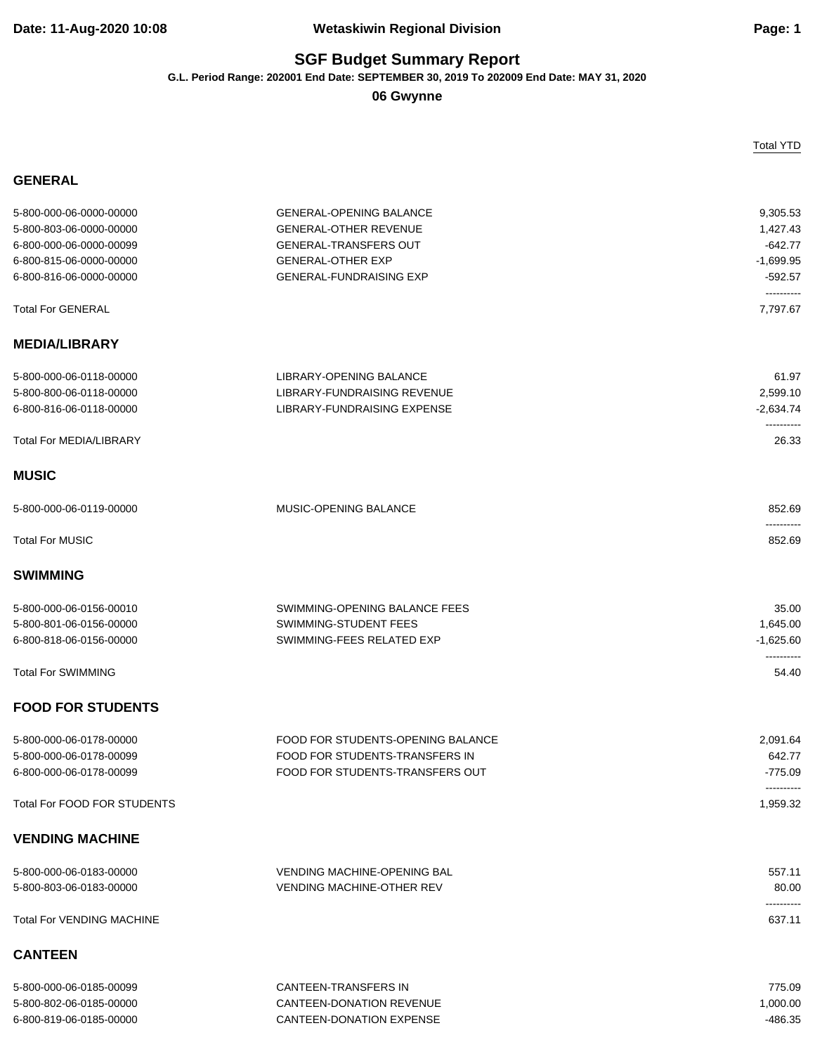# SGF Budget Summary Report

**G.L. Period Range: 202001 End Date: SEPTEMBER 30, 2019 To 202009 End Date: MAY 31, 2020**

**06 Gwynne**

| | | Total YTD |
|---|---|---|
| **GENERAL** | | |
| 5-800-000-06-0000-00000 | GENERAL-OPENING BALANCE | 9,305.53 |
| 5-800-803-06-0000-00000 | GENERAL-OTHER REVENUE | 1,427.43 |
| 6-800-000-06-0000-00099 | GENERAL-TRANSFERS OUT | -642.77 |
| 6-800-815-06-0000-00000 | GENERAL-OTHER EXP | -1,699.95 |
| 6-800-816-06-0000-00000 | GENERAL-FUNDRAISING EXP | -592.57 |
| | | ---------- |
| Total For GENERAL | | 7,797.67 |
| **MEDIA/LIBRARY** | | |
| 5-800-000-06-0118-00000 | LIBRARY-OPENING BALANCE | 61.97 |
| 5-800-800-06-0118-00000 | LIBRARY-FUNDRAISING REVENUE | 2,599.10 |
| 6-800-816-06-0118-00000 | LIBRARY-FUNDRAISING EXPENSE | -2,634.74 |
| | | ---------- |
| Total For MEDIA/LIBRARY | | 26.33 |
| **MUSIC** | | |
| 5-800-000-06-0119-00000 | MUSIC-OPENING BALANCE | 852.69 |
| | | ---------- |
| Total For MUSIC | | 852.69 |
| **SWIMMING** | | |
| 5-800-000-06-0156-00010 | SWIMMING-OPENING BALANCE FEES | 35.00 |
| 5-800-801-06-0156-00000 | SWIMMING-STUDENT FEES | 1,645.00 |
| 6-800-818-06-0156-00000 | SWIMMING-FEES RELATED EXP | -1,625.60 |
| | | ---------- |
| Total For SWIMMING | | 54.40 |
| **FOOD FOR STUDENTS** | | |
| 5-800-000-06-0178-00000 | FOOD FOR STUDENTS-OPENING BALANCE | 2,091.64 |
| 5-800-000-06-0178-00099 | FOOD FOR STUDENTS-TRANSFERS IN | 642.77 |
| 6-800-000-06-0178-00099 | FOOD FOR STUDENTS-TRANSFERS OUT | -775.09 |
| | | ---------- |
| Total For FOOD FOR STUDENTS | | 1,959.32 |
| **VENDING MACHINE** | | |
| 5-800-000-06-0183-00000 | VENDING MACHINE-OPENING BAL | 557.11 |
| 5-800-803-06-0183-00000 | VENDING MACHINE-OTHER REV | 80.00 |
| | | ---------- |
| Total For VENDING MACHINE | | 637.11 |
| **CANTEEN** | | |
| 5-800-000-06-0185-00099 | CANTEEN-TRANSFERS IN | 775.09 |
| 5-800-802-06-0185-00000 | CANTEEN-DONATION REVENUE | 1,000.00 |
| 6-800-819-06-0185-00000 | CANTEEN-DONATION EXPENSE | -486.35 |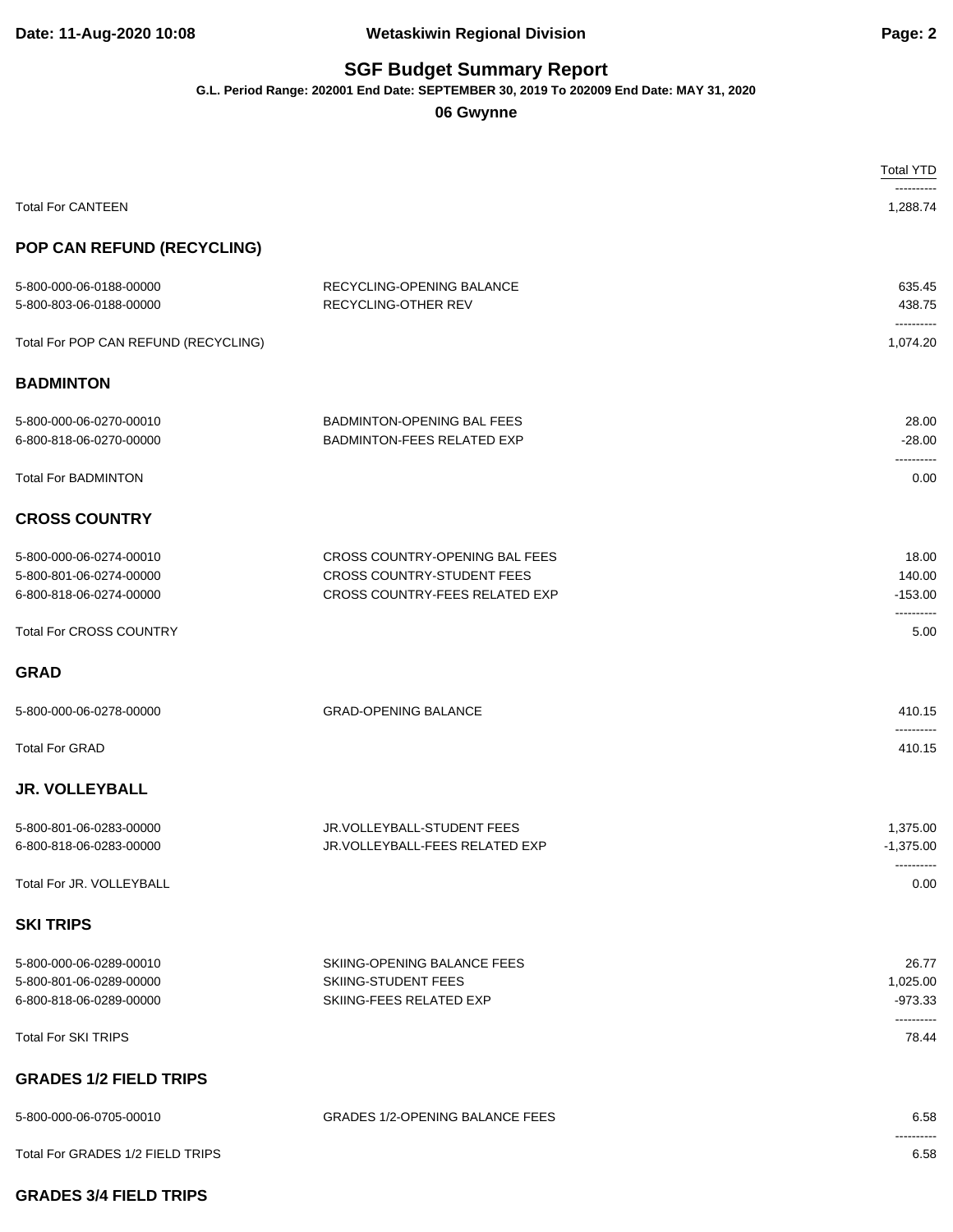# SGF Budget Summary Report

**G.L. Period Range: 202001 End Date: SEPTEMBER 30, 2019 To 202009 End Date: MAY 31, 2020**

**06 Gwynne**

| | | Total YTD |
|---|---|---|
| Total For CANTEEN | | 1,288.74 |

## POP CAN REFUND (RECYCLING)

| | | |
|---|---|---|
| 5-800-000-06-0188-00000 | RECYCLING-OPENING BALANCE | 635.45 |
| 5-800-803-06-0188-00000 | RECYCLING-OTHER REV | 438.75 |
| Total For POP CAN REFUND (RECYCLING) | | 1,074.20 |

## BADMINTON

| | | |
|---|---|---|
| 5-800-000-06-0270-00010 | BADMINTON-OPENING BAL FEES | 28.00 |
| 6-800-818-06-0270-00000 | BADMINTON-FEES RELATED EXP | -28.00 |
| Total For BADMINTON | | 0.00 |

## CROSS COUNTRY

| | | |
|---|---|---|
| 5-800-000-06-0274-00010 | CROSS COUNTRY-OPENING BAL FEES | 18.00 |
| 5-800-801-06-0274-00000 | CROSS COUNTRY-STUDENT FEES | 140.00 |
| 6-800-818-06-0274-00000 | CROSS COUNTRY-FEES RELATED EXP | -153.00 |
| Total For CROSS COUNTRY | | 5.00 |

## GRAD

| | | |
|---|---|---|
| 5-800-000-06-0278-00000 | GRAD-OPENING BALANCE | 410.15 |
| Total For GRAD | | 410.15 |

## JR. VOLLEYBALL

| | | |
|---|---|---|
| 5-800-801-06-0283-00000 | JR.VOLLEYBALL-STUDENT FEES | 1,375.00 |
| 6-800-818-06-0283-00000 | JR.VOLLEYBALL-FEES RELATED EXP | -1,375.00 |
| Total For JR. VOLLEYBALL | | 0.00 |

## SKI TRIPS

| | | |
|---|---|---|
| 5-800-000-06-0289-00010 | SKIING-OPENING BALANCE FEES | 26.77 |
| 5-800-801-06-0289-00000 | SKIING-STUDENT FEES | 1,025.00 |
| 6-800-818-06-0289-00000 | SKIING-FEES RELATED EXP | -973.33 |
| Total For SKI TRIPS | | 78.44 |

## GRADES 1/2 FIELD TRIPS

| | | |
|---|---|---|
| 5-800-000-06-0705-00010 | GRADES 1/2-OPENING BALANCE FEES | 6.58 |
| Total For GRADES 1/2 FIELD TRIPS | | 6.58 |

## GRADES 3/4 FIELD TRIPS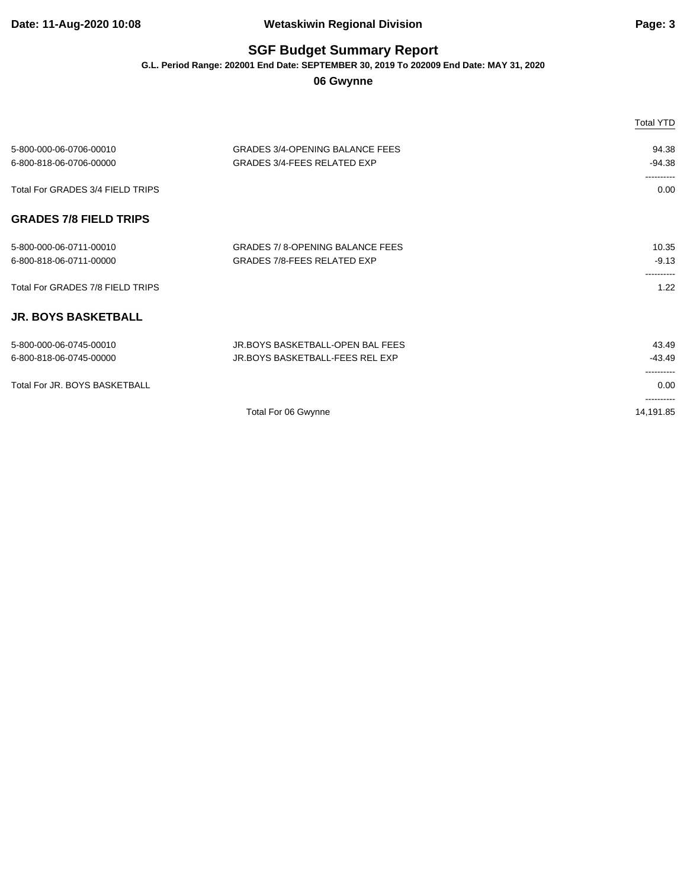# SGF Budget Summary Report

**G.L. Period Range: 202001 End Date: SEPTEMBER 30, 2019 To 202009 End Date: MAY 31, 2020**

**06 Gwynne**

| | | Total YTD |
|---|---|---|
| 5-800-000-06-0706-00010 | GRADES 3/4-OPENING BALANCE FEES | 94.38 |
| 6-800-818-06-0706-00000 | GRADES 3/4-FEES RELATED EXP | -94.38 |
| Total For GRADES 3/4 FIELD TRIPS | | 0.00 |

## GRADES 7/8 FIELD TRIPS

| | | Total YTD |
|---|---|---|
| 5-800-000-06-0711-00010 | GRADES 7/ 8-OPENING BALANCE FEES | 10.35 |
| 6-800-818-06-0711-00000 | GRADES 7/8-FEES RELATED EXP | -9.13 |
| Total For GRADES 7/8 FIELD TRIPS | | 1.22 |

## JR. BOYS BASKETBALL

| | | Total YTD |
|---|---|---|
| 5-800-000-06-0745-00010 | JR.BOYS BASKETBALL-OPEN BAL FEES | 43.49 |
| 6-800-818-06-0745-00000 | JR.BOYS BASKETBALL-FEES REL EXP | -43.49 |
| Total For JR. BOYS BASKETBALL | | 0.00 |
| | Total For 06 Gwynne | 14,191.85 |